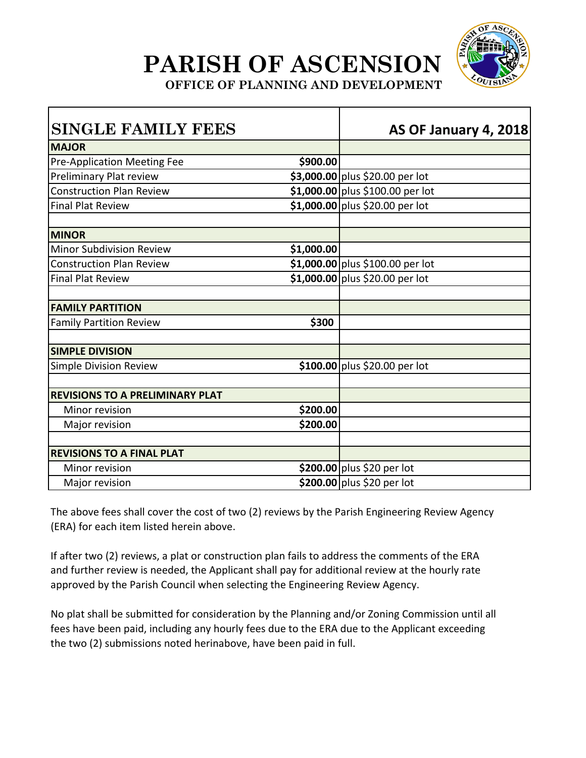# PARISH OF ASCENSION

## OFFICE OF PLANNING AND DEVELOPMENT

| SINGLE FAMILY FEES | | AS OF January 4, 2018 |
|---|---|---|
| **MAJOR** | | |
| Pre-Application Meeting Fee | **$900.00** | |
| Preliminary Plat review | **$3,000.00** | plus $20.00 per lot |
| Construction Plan Review | **$1,000.00** | plus $100.00 per lot |
| Final Plat Review | **$1,000.00** | plus $20.00 per lot |
| | | |
| **MINOR** | | |
| Minor Subdivision Review | **$1,000.00** | |
| Construction Plan Review | **$1,000.00** | plus $100.00 per lot |
| Final Plat Review | **$1,000.00** | plus $20.00 per lot |
| | | |
| **FAMILY PARTITION** | | |
| Family Partition Review | **$300** | |
| | | |
| **SIMPLE DIVISION** | | |
| Simple Division Review | **$100.00** | plus $20.00 per lot |
| | | |
| **REVISIONS TO A PRELIMINARY PLAT** | | |
| Minor revision | **$200.00** | |
| Major revision | **$200.00** | |
| | | |
| **REVISIONS TO A FINAL PLAT** | | |
| Minor revision | **$200.00** | plus $20 per lot |
| Major revision | **$200.00** | plus $20 per lot |

The above fees shall cover the cost of two (2) reviews by the Parish Engineering Review Agency (ERA) for each item listed herein above.

If after two (2) reviews, a plat or construction plan fails to address the comments of the ERA and further review is needed, the Applicant shall pay for additional review at the hourly rate approved by the Parish Council when selecting the Engineering Review Agency.

No plat shall be submitted for consideration by the Planning and/or Zoning Commission until all fees have been paid, including any hourly fees due to the ERA due to the Applicant exceeding the two (2) submissions noted herinabove, have been paid in full.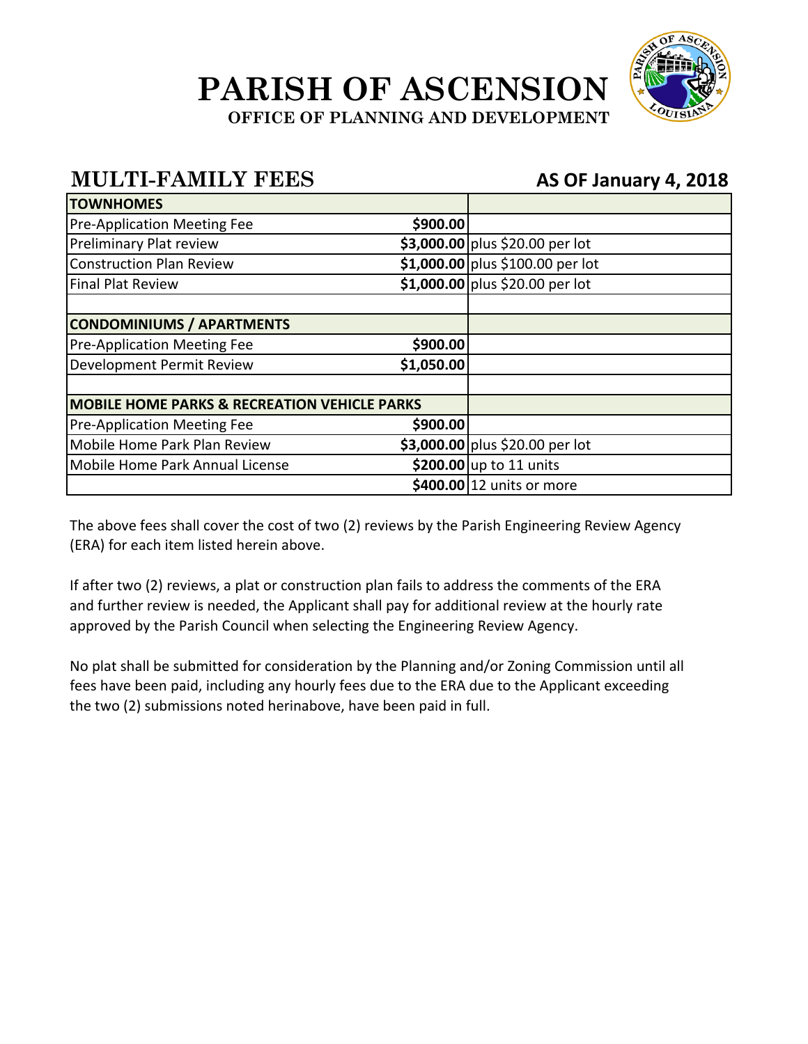# PARISH OF ASCENSION

**OFFICE OF PLANNING AND DEVELOPMENT**

## MULTI-FAMILY FEES

**AS OF January 4, 2018**

| **TOWNHOMES** | | |
|---|---|---|
| Pre-Application Meeting Fee | **$900.00** | |
| Preliminary Plat review | **$3,000.00** | plus $20.00 per lot |
| Construction Plan Review | **$1,000.00** | plus $100.00 per lot |
| Final Plat Review | **$1,000.00** | plus $20.00 per lot |
| | | |
| **CONDOMINIUMS / APARTMENTS** | | |
| Pre-Application Meeting Fee | **$900.00** | |
| Development Permit Review | **$1,050.00** | |
| | | |
| **MOBILE HOME PARKS & RECREATION VEHICLE PARKS** | | |
| Pre-Application Meeting Fee | **$900.00** | |
| Mobile Home Park Plan Review | **$3,000.00** | plus $20.00 per lot |
| Mobile Home Park Annual License | **$200.00** | up to 11 units |
| | **$400.00** | 12 units or more |

The above fees shall cover the cost of two (2) reviews by the Parish Engineering Review Agency (ERA) for each item listed herein above.

If after two (2) reviews, a plat or construction plan fails to address the comments of the ERA and further review is needed, the Applicant shall pay for additional review at the hourly rate approved by the Parish Council when selecting the Engineering Review Agency.

No plat shall be submitted for consideration by the Planning and/or Zoning Commission until all fees have been paid, including any hourly fees due to the ERA due to the Applicant exceeding the two (2) submissions noted herinabove, have been paid in full.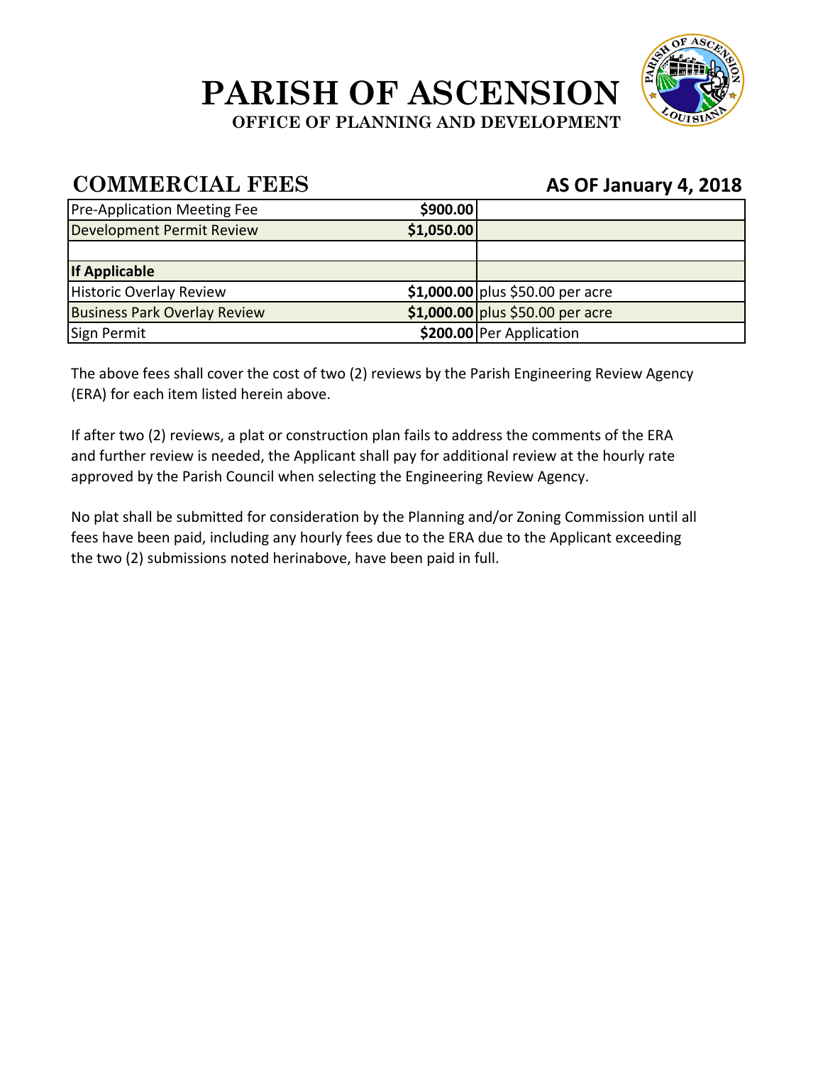# PARISH OF ASCENSION

**OFFICE OF PLANNING AND DEVELOPMENT**

## COMMERCIAL FEES

**AS OF January 4, 2018**

| | | |
|---|---|---|
| Pre-Application Meeting Fee | **$900.00** | |
| Development Permit Review | **$1,050.00** | |
| | | |
| **If Applicable** | | |
| Historic Overlay Review | **$1,000.00** | plus $50.00 per acre |
| Business Park Overlay Review | **$1,000.00** | plus $50.00 per acre |
| Sign Permit | **$200.00** | Per Application |

The above fees shall cover the cost of two (2) reviews by the Parish Engineering Review Agency (ERA) for each item listed herein above.

If after two (2) reviews, a plat or construction plan fails to address the comments of the ERA and further review is needed, the Applicant shall pay for additional review at the hourly rate approved by the Parish Council when selecting the Engineering Review Agency.

No plat shall be submitted for consideration by the Planning and/or Zoning Commission until all fees have been paid, including any hourly fees due to the ERA due to the Applicant exceeding the two (2) submissions noted herinabove, have been paid in full.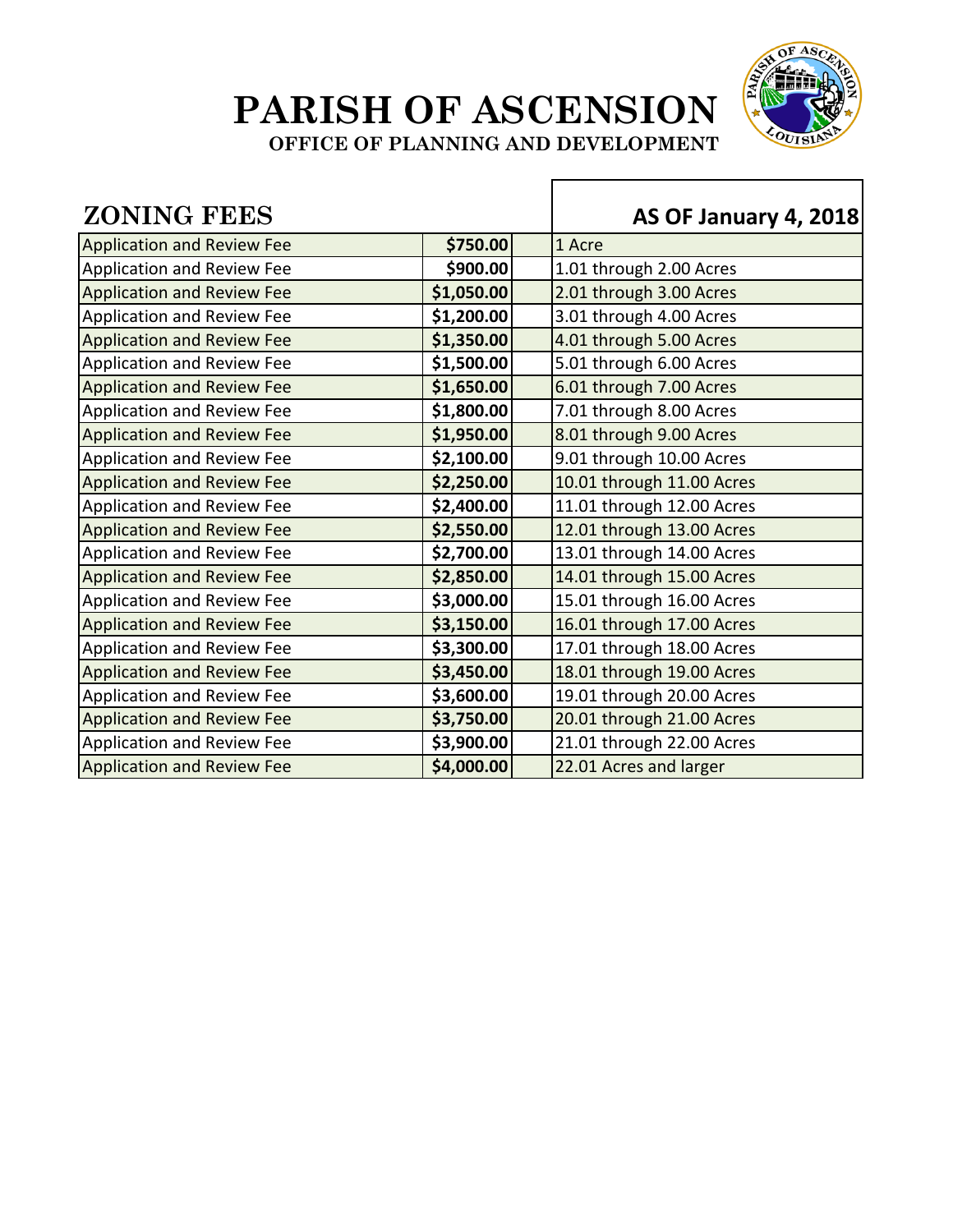# PARISH OF ASCENSION

**OFFICE OF PLANNING AND DEVELOPMENT**

## ZONING FEES

**AS OF January 4, 2018**

| Fee | Amount | Acreage |
|---|---|---|
| Application and Review Fee | **$750.00** | 1 Acre |
| Application and Review Fee | **$900.00** | 1.01 through 2.00 Acres |
| Application and Review Fee | **$1,050.00** | 2.01 through 3.00 Acres |
| Application and Review Fee | **$1,200.00** | 3.01 through 4.00 Acres |
| Application and Review Fee | **$1,350.00** | 4.01 through 5.00 Acres |
| Application and Review Fee | **$1,500.00** | 5.01 through 6.00 Acres |
| Application and Review Fee | **$1,650.00** | 6.01 through 7.00 Acres |
| Application and Review Fee | **$1,800.00** | 7.01 through 8.00 Acres |
| Application and Review Fee | **$1,950.00** | 8.01 through 9.00 Acres |
| Application and Review Fee | **$2,100.00** | 9.01 through 10.00 Acres |
| Application and Review Fee | **$2,250.00** | 10.01 through 11.00 Acres |
| Application and Review Fee | **$2,400.00** | 11.01 through 12.00 Acres |
| Application and Review Fee | **$2,550.00** | 12.01 through 13.00 Acres |
| Application and Review Fee | **$2,700.00** | 13.01 through 14.00 Acres |
| Application and Review Fee | **$2,850.00** | 14.01 through 15.00 Acres |
| Application and Review Fee | **$3,000.00** | 15.01 through 16.00 Acres |
| Application and Review Fee | **$3,150.00** | 16.01 through 17.00 Acres |
| Application and Review Fee | **$3,300.00** | 17.01 through 18.00 Acres |
| Application and Review Fee | **$3,450.00** | 18.01 through 19.00 Acres |
| Application and Review Fee | **$3,600.00** | 19.01 through 20.00 Acres |
| Application and Review Fee | **$3,750.00** | 20.01 through 21.00 Acres |
| Application and Review Fee | **$3,900.00** | 21.01 through 22.00 Acres |
| Application and Review Fee | **$4,000.00** | 22.01 Acres and larger |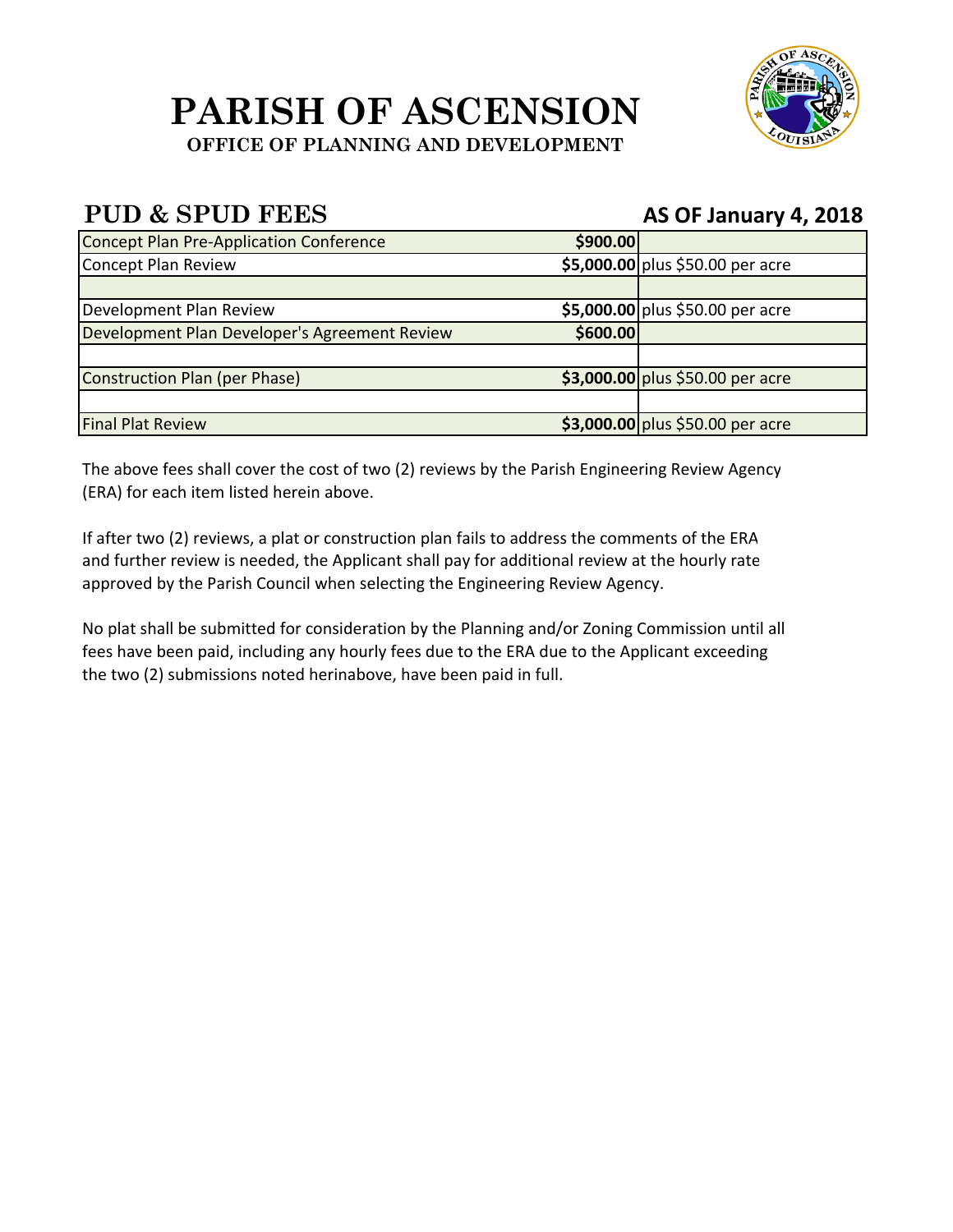# PARISH OF ASCENSION

**OFFICE OF PLANNING AND DEVELOPMENT**

## PUD & SPUD FEES

**AS OF January 4, 2018**

| | | |
|---|---|---|
| Concept Plan Pre-Application Conference | **$900.00** | |
| Concept Plan Review | **$5,000.00** | plus $50.00 per acre |
| | | |
| Development Plan Review | **$5,000.00** | plus $50.00 per acre |
| Development Plan Developer's Agreement Review | **$600.00** | |
| | | |
| Construction Plan (per Phase) | **$3,000.00** | plus $50.00 per acre |
| | | |
| Final Plat Review | **$3,000.00** | plus $50.00 per acre |

The above fees shall cover the cost of two (2) reviews by the Parish Engineering Review Agency (ERA) for each item listed herein above.

If after two (2) reviews, a plat or construction plan fails to address the comments of the ERA and further review is needed, the Applicant shall pay for additional review at the hourly rate approved by the Parish Council when selecting the Engineering Review Agency.

No plat shall be submitted for consideration by the Planning and/or Zoning Commission until all fees have been paid, including any hourly fees due to the ERA due to the Applicant exceeding the two (2) submissions noted herinabove, have been paid in full.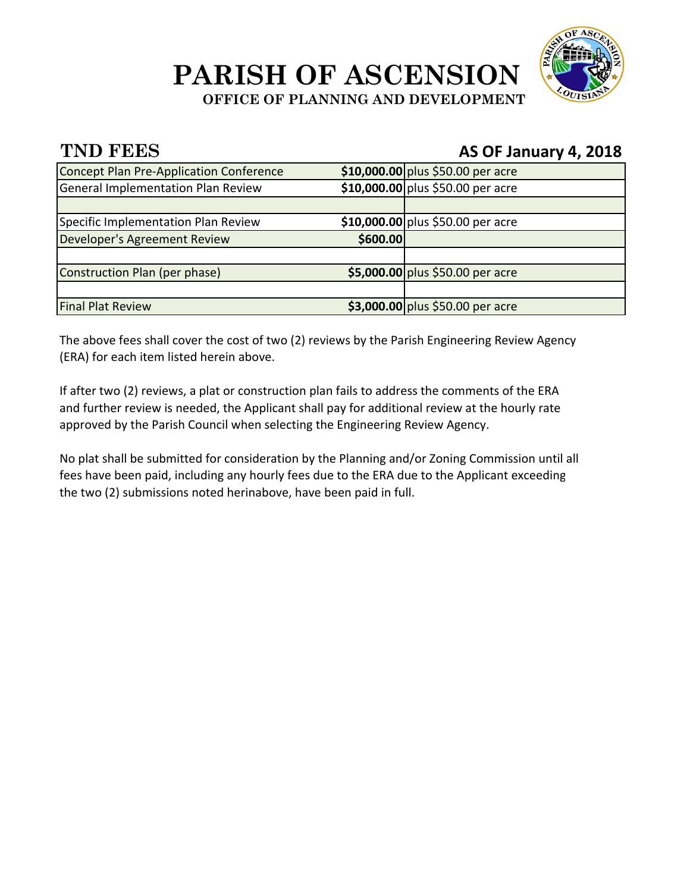# PARISH OF ASCENSION

**OFFICE OF PLANNING AND DEVELOPMENT**

## TND FEES

**AS OF January 4, 2018**

| | | |
|---|---|---|
| Concept Plan Pre-Application Conference | **$10,000.00** | plus $50.00 per acre |
| General Implementation Plan Review | **$10,000.00** | plus $50.00 per acre |
| | | |
| Specific Implementation Plan Review | **$10,000.00** | plus $50.00 per acre |
| Developer's Agreement Review | **$600.00** | |
| | | |
| Construction Plan (per phase) | **$5,000.00** | plus $50.00 per acre |
| | | |
| Final Plat Review | **$3,000.00** | plus $50.00 per acre |

The above fees shall cover the cost of two (2) reviews by the Parish Engineering Review Agency (ERA) for each item listed herein above.

If after two (2) reviews, a plat or construction plan fails to address the comments of the ERA and further review is needed, the Applicant shall pay for additional review at the hourly rate approved by the Parish Council when selecting the Engineering Review Agency.

No plat shall be submitted for consideration by the Planning and/or Zoning Commission until all fees have been paid, including any hourly fees due to the ERA due to the Applicant exceeding the two (2) submissions noted herinabove, have been paid in full.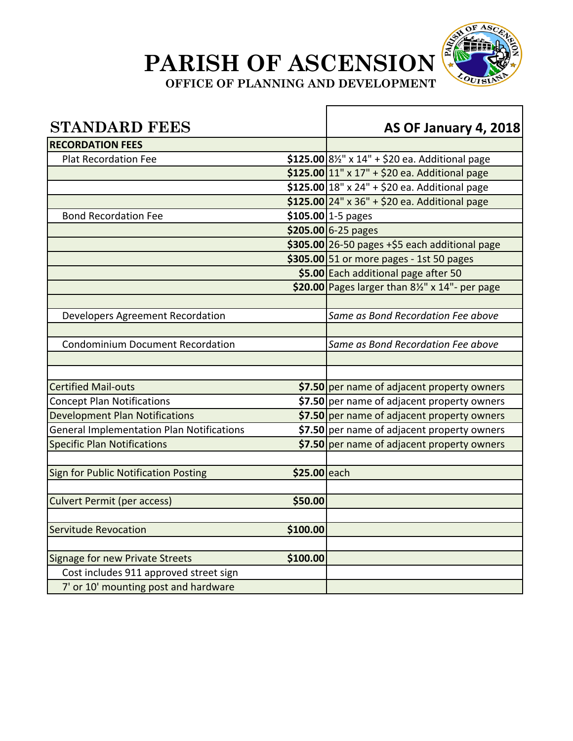# PARISH OF ASCENSION

**OFFICE OF PLANNING AND DEVELOPMENT**

| STANDARD FEES | | AS OF January 4, 2018 |
|---|---|---|
| **RECORDATION FEES** | | |
| Plat Recordation Fee | **$125.00** | 8½" x 14" + $20 ea. Additional page |
| | **$125.00** | 11" x 17" + $20 ea. Additional page |
| | **$125.00** | 18" x 24" + $20 ea. Additional page |
| | **$125.00** | 24" x 36" + $20 ea. Additional page |
| Bond Recordation Fee | **$105.00** | 1-5 pages |
| | **$205.00** | 6-25 pages |
| | **$305.00** | 26-50 pages +$5 each additional page |
| | **$305.00** | 51 or more pages - 1st 50 pages |
| | **$5.00** | Each additional page after 50 |
| | **$20.00** | Pages larger than 8½" x 14"- per page |
| | | |
| Developers Agreement Recordation | | *Same as Bond Recordation Fee above* |
| | | |
| Condominium Document Recordation | | *Same as Bond Recordation Fee above* |
| | | |
| | | |
| Certified Mail-outs | **$7.50** | per name of adjacent property owners |
| Concept Plan Notifications | **$7.50** | per name of adjacent property owners |
| Development Plan Notifications | **$7.50** | per name of adjacent property owners |
| General Implementation Plan Notifications | **$7.50** | per name of adjacent property owners |
| Specific Plan Notifications | **$7.50** | per name of adjacent property owners |
| | | |
| Sign for Public Notification Posting | **$25.00** | each |
| | | |
| Culvert Permit (per access) | **$50.00** | |
| | | |
| Servitude Revocation | **$100.00** | |
| | | |
| Signage for new Private Streets | **$100.00** | |
| Cost includes 911 approved street sign | | |
| 7' or 10' mounting post and hardware | | |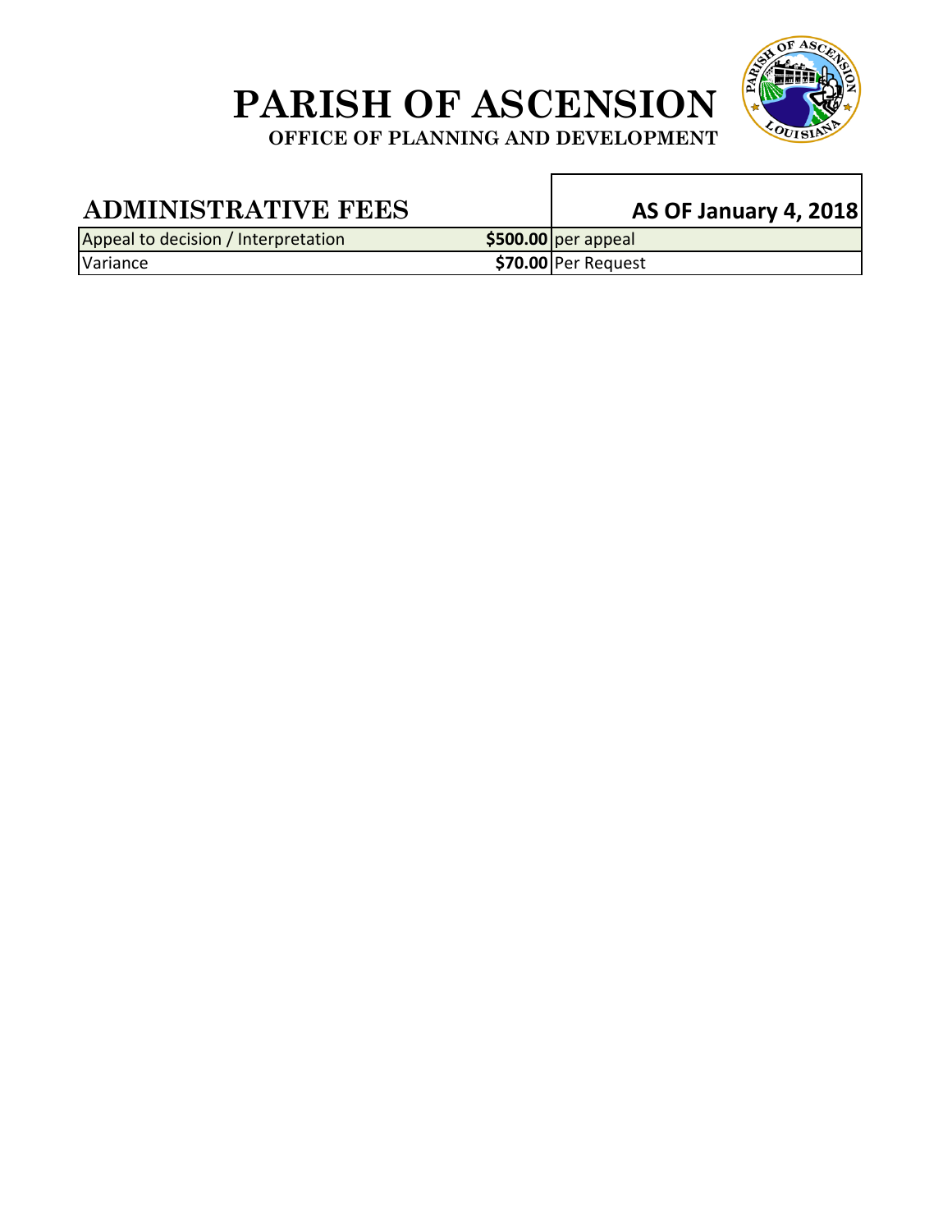# PARISH OF ASCENSION

**OFFICE OF PLANNING AND DEVELOPMENT**

| ADMINISTRATIVE FEES | | AS OF January 4, 2018 |
|---|---|---|
| Appeal to decision / Interpretation | **$500.00** | per appeal |
| Variance | **$70.00** | Per Request |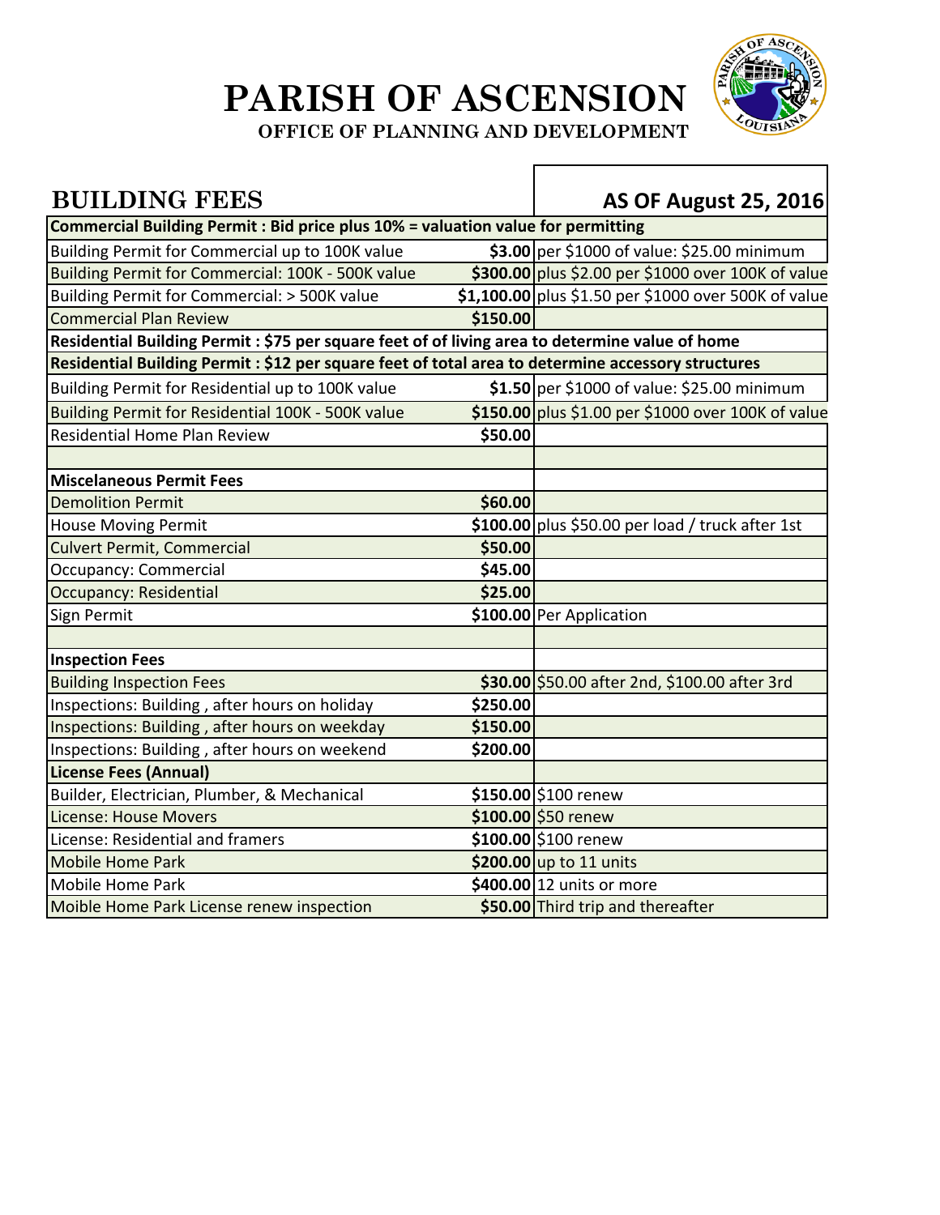# PARISH OF ASCENSION

## OFFICE OF PLANNING AND DEVELOPMENT

| BUILDING FEES | | AS OF August 25, 2016 |
|---|---|---|
| **Commercial Building Permit : Bid price plus 10% = valuation value for permitting** | | |
| Building Permit for Commercial up to 100K value | **$3.00** | per $1000 of value: $25.00 minimum |
| Building Permit for Commercial: 100K - 500K value | **$300.00** | plus $2.00 per $1000 over 100K of value |
| Building Permit for Commercial: > 500K value | **$1,100.00** | plus $1.50 per $1000 over 500K of value |
| Commercial Plan Review | **$150.00** | |
| **Residential Building Permit : $75 per square feet of of living area to determine value of home** | | |
| **Residential Building Permit : $12 per square feet of total area to determine accessory structures** | | |
| Building Permit for Residential up to 100K value | **$1.50** | per $1000 of value: $25.00 minimum |
| Building Permit for Residential 100K - 500K value | **$150.00** | plus $1.00 per $1000 over 100K of value |
| Residential Home Plan Review | **$50.00** | |
| | | |
| **Miscelaneous Permit Fees** | | |
| Demolition Permit | **$60.00** | |
| House Moving Permit | **$100.00** | plus $50.00 per load / truck after 1st |
| Culvert Permit, Commercial | **$50.00** | |
| Occupancy: Commercial | **$45.00** | |
| Occupancy: Residential | **$25.00** | |
| Sign Permit | **$100.00** | Per Application |
| | | |
| **Inspection Fees** | | |
| Building Inspection Fees | **$30.00** | $50.00 after 2nd, $100.00 after 3rd |
| Inspections: Building , after hours on holiday | **$250.00** | |
| Inspections: Building , after hours on weekday | **$150.00** | |
| Inspections: Building , after hours on weekend | **$200.00** | |
| **License Fees (Annual)** | | |
| Builder, Electrician, Plumber, & Mechanical | **$150.00** | $100 renew |
| License: House Movers | **$100.00** | $50 renew |
| License: Residential and framers | **$100.00** | $100 renew |
| Mobile Home Park | **$200.00** | up to 11 units |
| Mobile Home Park | **$400.00** | 12 units or more |
| Moible Home Park License renew inspection | **$50.00** | Third trip and thereafter |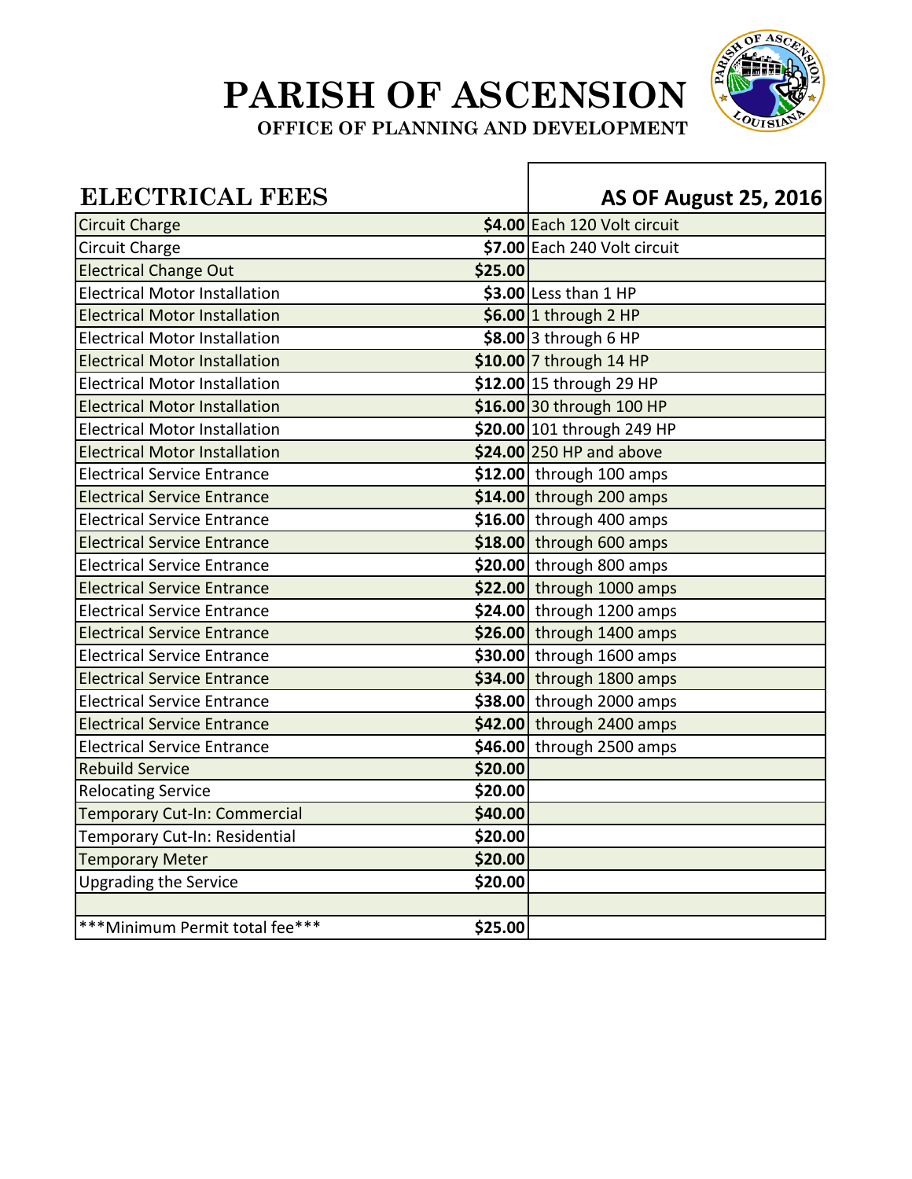# PARISH OF ASCENSION

**OFFICE OF PLANNING AND DEVELOPMENT**

| ELECTRICAL FEES | | AS OF August 25, 2016 |
|---|---|---|
| Circuit Charge | $4.00 | Each 120 Volt circuit |
| Circuit Charge | $7.00 | Each 240 Volt circuit |
| Electrical Change Out | $25.00 | |
| Electrical Motor Installation | $3.00 | Less than 1 HP |
| Electrical Motor Installation | $6.00 | 1 through 2 HP |
| Electrical Motor Installation | $8.00 | 3 through 6 HP |
| Electrical Motor Installation | $10.00 | 7 through 14 HP |
| Electrical Motor Installation | $12.00 | 15 through 29 HP |
| Electrical Motor Installation | $16.00 | 30 through 100 HP |
| Electrical Motor Installation | $20.00 | 101 through 249 HP |
| Electrical Motor Installation | $24.00 | 250 HP and above |
| Electrical Service Entrance | $12.00 | through 100 amps |
| Electrical Service Entrance | $14.00 | through 200 amps |
| Electrical Service Entrance | $16.00 | through 400 amps |
| Electrical Service Entrance | $18.00 | through 600 amps |
| Electrical Service Entrance | $20.00 | through 800 amps |
| Electrical Service Entrance | $22.00 | through 1000 amps |
| Electrical Service Entrance | $24.00 | through 1200 amps |
| Electrical Service Entrance | $26.00 | through 1400 amps |
| Electrical Service Entrance | $30.00 | through 1600 amps |
| Electrical Service Entrance | $34.00 | through 1800 amps |
| Electrical Service Entrance | $38.00 | through 2000 amps |
| Electrical Service Entrance | $42.00 | through 2400 amps |
| Electrical Service Entrance | $46.00 | through 2500 amps |
| Rebuild Service | $20.00 | |
| Relocating Service | $20.00 | |
| Temporary Cut-In: Commercial | $40.00 | |
| Temporary Cut-In: Residential | $20.00 | |
| Temporary Meter | $20.00 | |
| Upgrading the Service | $20.00 | |
| | | |
| ***Minimum Permit total fee*** | $25.00 | |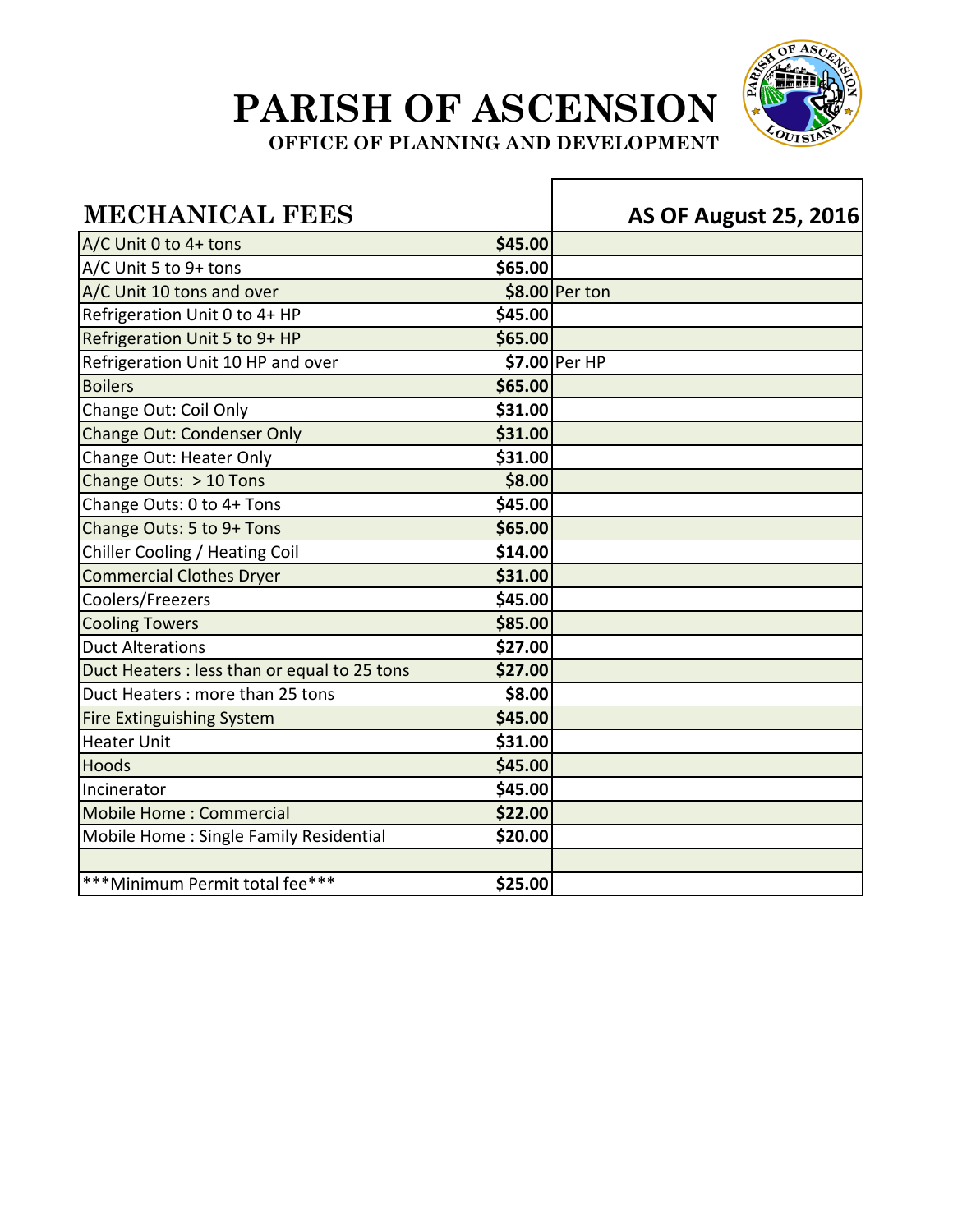# PARISH OF ASCENSION

**OFFICE OF PLANNING AND DEVELOPMENT**

| MECHANICAL FEES | | AS OF August 25, 2016 |
|---|---|---|
| A/C Unit 0 to 4+ tons | $45.00 | |
| A/C Unit 5 to 9+ tons | $65.00 | |
| A/C Unit 10 tons and over | $8.00 | Per ton |
| Refrigeration Unit 0 to 4+ HP | $45.00 | |
| Refrigeration Unit 5 to 9+ HP | $65.00 | |
| Refrigeration Unit 10 HP and over | $7.00 | Per HP |
| Boilers | $65.00 | |
| Change Out: Coil Only | $31.00 | |
| Change Out: Condenser Only | $31.00 | |
| Change Out: Heater Only | $31.00 | |
| Change Outs: > 10 Tons | $8.00 | |
| Change Outs: 0 to 4+ Tons | $45.00 | |
| Change Outs: 5 to 9+ Tons | $65.00 | |
| Chiller Cooling / Heating Coil | $14.00 | |
| Commercial Clothes Dryer | $31.00 | |
| Coolers/Freezers | $45.00 | |
| Cooling Towers | $85.00 | |
| Duct Alterations | $27.00 | |
| Duct Heaters : less than or equal to 25 tons | $27.00 | |
| Duct Heaters : more than 25 tons | $8.00 | |
| Fire Extinguishing System | $45.00 | |
| Heater Unit | $31.00 | |
| Hoods | $45.00 | |
| Incinerator | $45.00 | |
| Mobile Home : Commercial | $22.00 | |
| Mobile Home : Single Family Residential | $20.00 | |
| | | |
| ***Minimum Permit total fee*** | $25.00 | |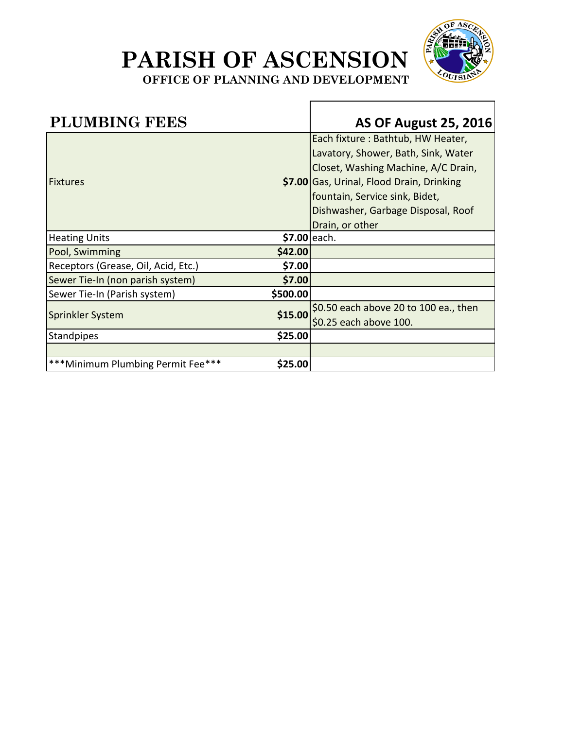# PARISH OF ASCENSION

**OFFICE OF PLANNING AND DEVELOPMENT**

| PLUMBING FEES | | AS OF August 25, 2016 |
|---|---|---|
| Fixtures | **$7.00** | Each fixture : Bathtub, HW Heater, Lavatory, Shower, Bath, Sink, Water Closet, Washing Machine, A/C Drain, Gas, Urinal, Flood Drain, Drinking fountain, Service sink, Bidet, Dishwasher, Garbage Disposal, Roof Drain, or other |
| Heating Units | **$7.00** | each. |
| Pool, Swimming | **$42.00** | |
| Receptors (Grease, Oil, Acid, Etc.) | **$7.00** | |
| Sewer Tie-In (non parish system) | **$7.00** | |
| Sewer Tie-In (Parish system) | **$500.00** | |
| Sprinkler System | **$15.00** | $0.50 each above 20 to 100 ea., then $0.25 each above 100. |
| Standpipes | **$25.00** | |
| | | |
| ***Minimum Plumbing Permit Fee*** | **$25.00** | |